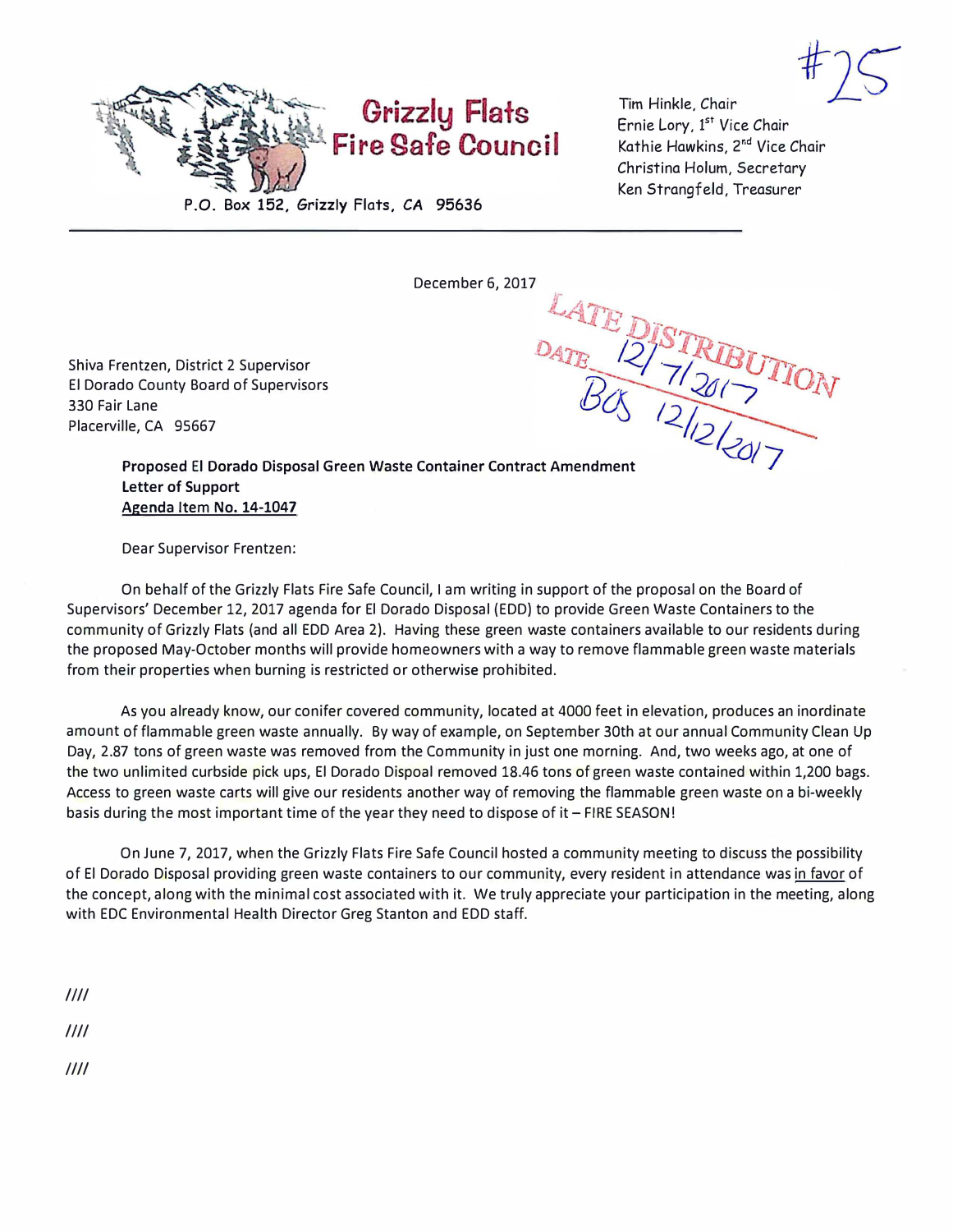#25

# Grizzly Flats Fire Safe Council

P.O. Box 152, Grizzly Flats, CA 95636

Tim Hinkle, Chair
Ernie Lory, 1st Vice Chair
Kathie Hawkins, 2nd Vice Chair
Christina Holum, Secretary
Ken Strangfeld, Treasurer

---

December 6, 2017

LATE DISTRIBUTION
DATE 12/7/2017
BOS 12/12/2017

Shiva Frentzen, District 2 Supervisor
El Dorado County Board of Supervisors
330 Fair Lane
Placerville, CA 95667

**Proposed El Dorado Disposal Green Waste Container Contract Amendment**
**Letter of Support**
**Agenda Item No. 14-1047**

Dear Supervisor Frentzen:

On behalf of the Grizzly Flats Fire Safe Council, I am writing in support of the proposal on the Board of Supervisors' December 12, 2017 agenda for El Dorado Disposal (EDD) to provide Green Waste Containers to the community of Grizzly Flats (and all EDD Area 2). Having these green waste containers available to our residents during the proposed May-October months will provide homeowners with a way to remove flammable green waste materials from their properties when burning is restricted or otherwise prohibited.

As you already know, our conifer covered community, located at 4000 feet in elevation, produces an inordinate amount of flammable green waste annually. By way of example, on September 30th at our annual Community Clean Up Day, 2.87 tons of green waste was removed from the Community in just one morning. And, two weeks ago, at one of the two unlimited curbside pick ups, El Dorado Dispoal removed 18.46 tons of green waste contained within 1,200 bags. Access to green waste carts will give our residents another way of removing the flammable green waste on a bi-weekly basis during the most important time of the year they need to dispose of it – FIRE SEASON!

On June 7, 2017, when the Grizzly Flats Fire Safe Council hosted a community meeting to discuss the possibility of El Dorado Disposal providing green waste containers to our community, every resident in attendance was in favor of the concept, along with the minimal cost associated with it. We truly appreciate your participation in the meeting, along with EDC Environmental Health Director Greg Stanton and EDD staff.

////

////

////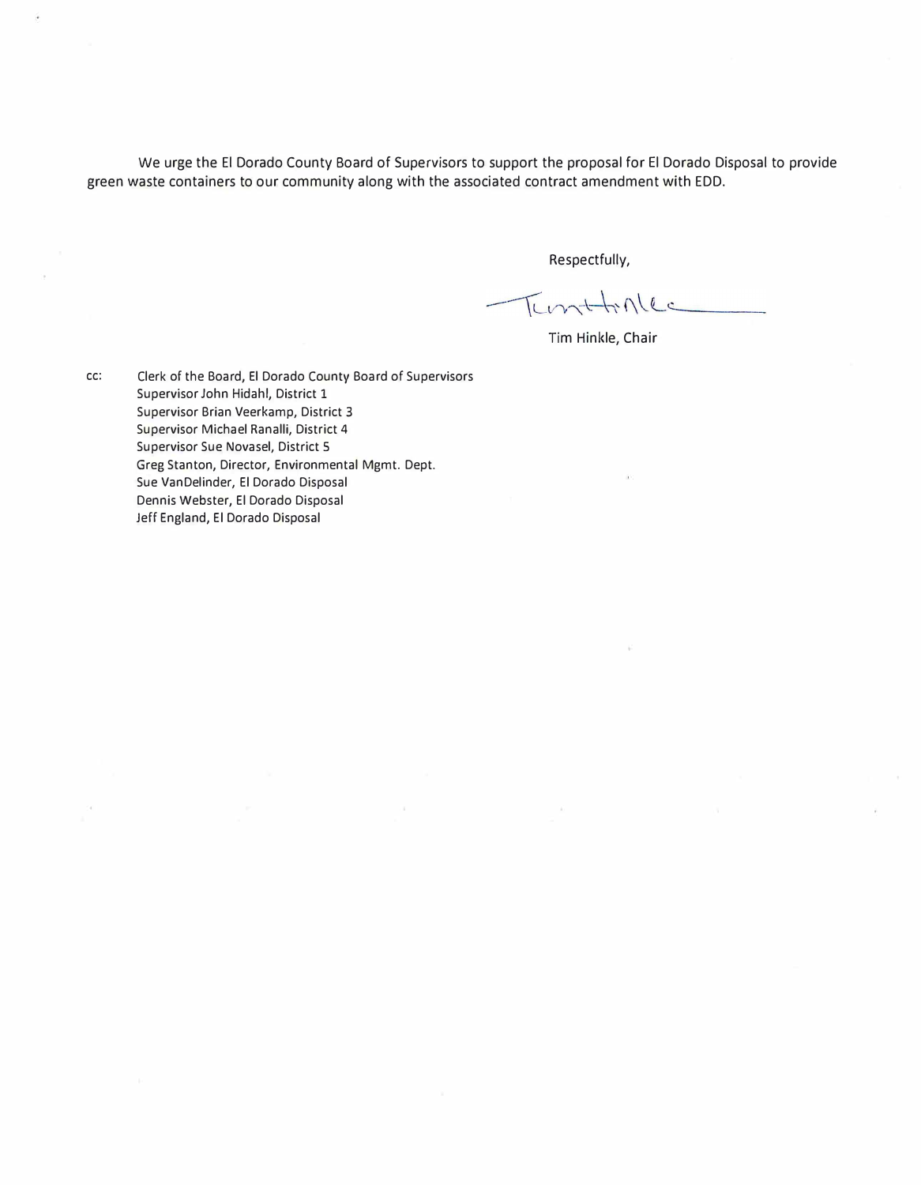We urge the El Dorado County Board of Supervisors to support the proposal for El Dorado Disposal to provide green waste containers to our community along with the associated contract amendment with EDD.

Respectfully,

Tim Hinkle

Tim Hinkle, Chair

cc: Clerk of the Board, El Dorado County Board of Supervisors
Supervisor John Hidahl, District 1
Supervisor Brian Veerkamp, District 3
Supervisor Michael Ranalli, District 4
Supervisor Sue Novasel, District 5
Greg Stanton, Director, Environmental Mgmt. Dept.
Sue VanDelinder, El Dorado Disposal
Dennis Webster, El Dorado Disposal
Jeff England, El Dorado Disposal